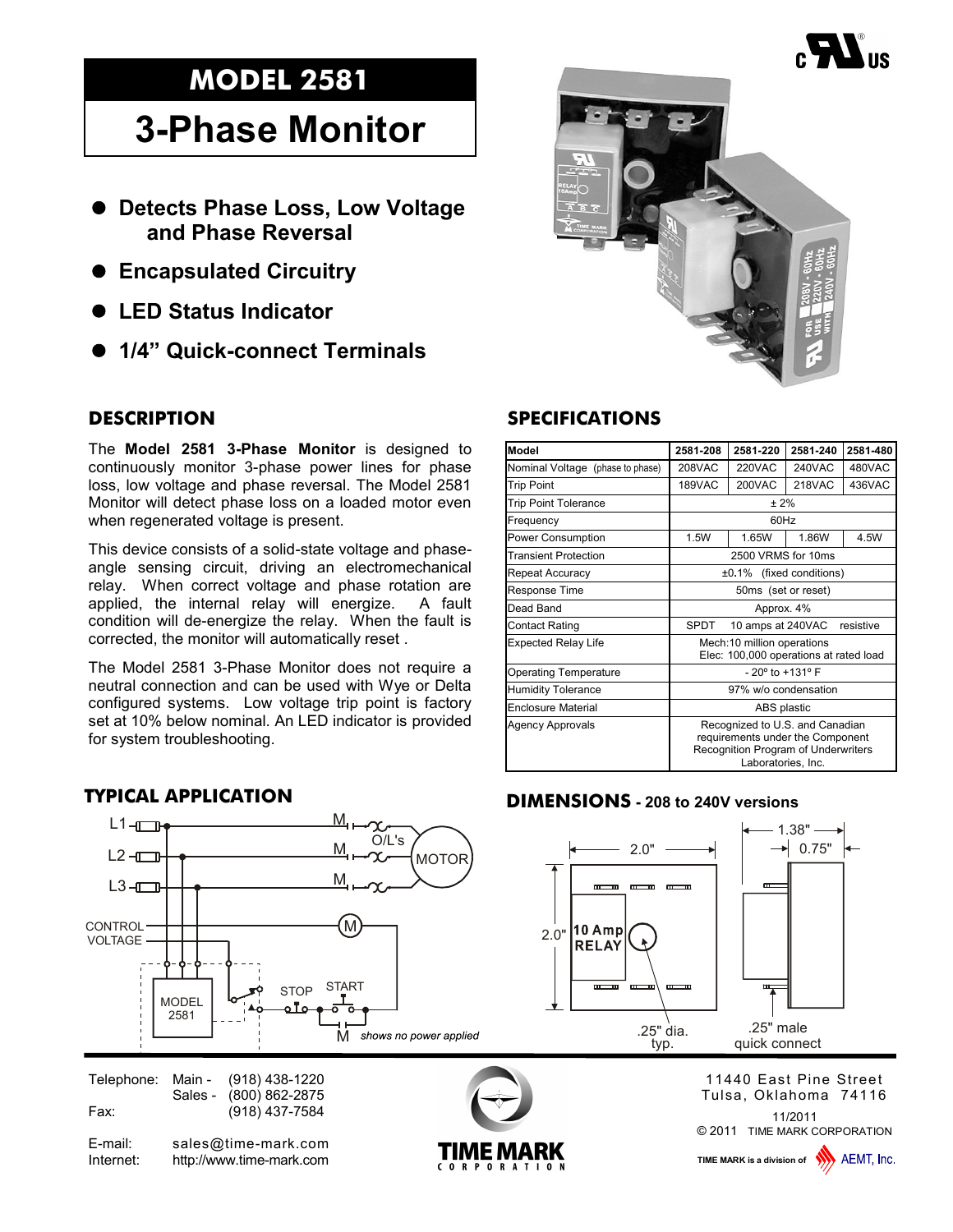# MODEL 2581

# 3-Phase Monitor

- **Detects Phase Loss, Low Voltage and Phase Reversal**
- **Encapsulated Circuitry**
- **LED Status Indicator**
- **1/4" Quick-connect Terminals**

## DESCRIPTION

The **Model 2581 3-Phase Monitor** is designed to continuously monitor 3-phase power lines for phase loss, low voltage and phase reversal. The Model 2581 Monitor will detect phase loss on a loaded motor even when regenerated voltage is present.

This device consists of a solid-state voltage and phase-angle sensing circuit, driving an electromechanical relay. When correct voltage and phase rotation are applied, the internal relay will energize. A fault condition will de-energize the relay. When the fault is corrected, the monitor will automatically reset .

The Model 2581 3-Phase Monitor does not require a neutral connection and can be used with Wye or Delta configured systems. Low voltage trip point is factory set at 10% below nominal. An LED indicator is provided for system troubleshooting.

## SPECIFICATIONS

| Model | 2581-208 | 2581-220 | 2581-240 | 2581-480 |
|---|---|---|---|---|
| Nominal Voltage (phase to phase) | 208VAC | 220VAC | 240VAC | 480VAC |
| Trip Point | 189VAC | 200VAC | 218VAC | 436VAC |
| Trip Point Tolerance | ± 2% | | | |
| Frequency | 60Hz | | | |
| Power Consumption | 1.5W | 1.65W | 1.86W | 4.5W |
| Transient Protection | 2500 VRMS for 10ms | | | |
| Repeat Accuracy | ±0.1% (fixed conditions) | | | |
| Response Time | 50ms (set or reset) | | | |
| Dead Band | Approx. 4% | | | |
| Contact Rating | SPDT 10 amps at 240VAC resistive | | | |
| Expected Relay Life | Mech:10 million operations Elec: 100,000 operations at rated load | | | |
| Operating Temperature | - 20º to +131º F | | | |
| Humidity Tolerance | 97% w/o condensation | | | |
| Enclosure Material | ABS plastic | | | |
| Agency Approvals | Recognized to U.S. and Canadian requirements under the Component Recognition Program of Underwriters Laboratories, Inc. | | | |

## TYPICAL APPLICATION

L1, L2, L3, M, O/L's, MOTOR, CONTROL VOLTAGE, M, MODEL 2581, STOP, START, M

*shows no power applied*

## DIMENSIONS - 208 to 240V versions

2.0", 2.0", 1.38", 0.75", 10 Amp RELAY, .25" dia. typ., .25" male quick connect

Telephone: Main - (918) 438-1220
Sales - (800) 862-2875
Fax: (918) 437-7584

E-mail: sales@time-mark.com
Internet: http://www.time-mark.com

TIME MARK CORPORATION

11440 East Pine Street
Tulsa, Oklahoma 74116

11/2011
© 2011 TIME MARK CORPORATION

TIME MARK is a division of AEMT, Inc.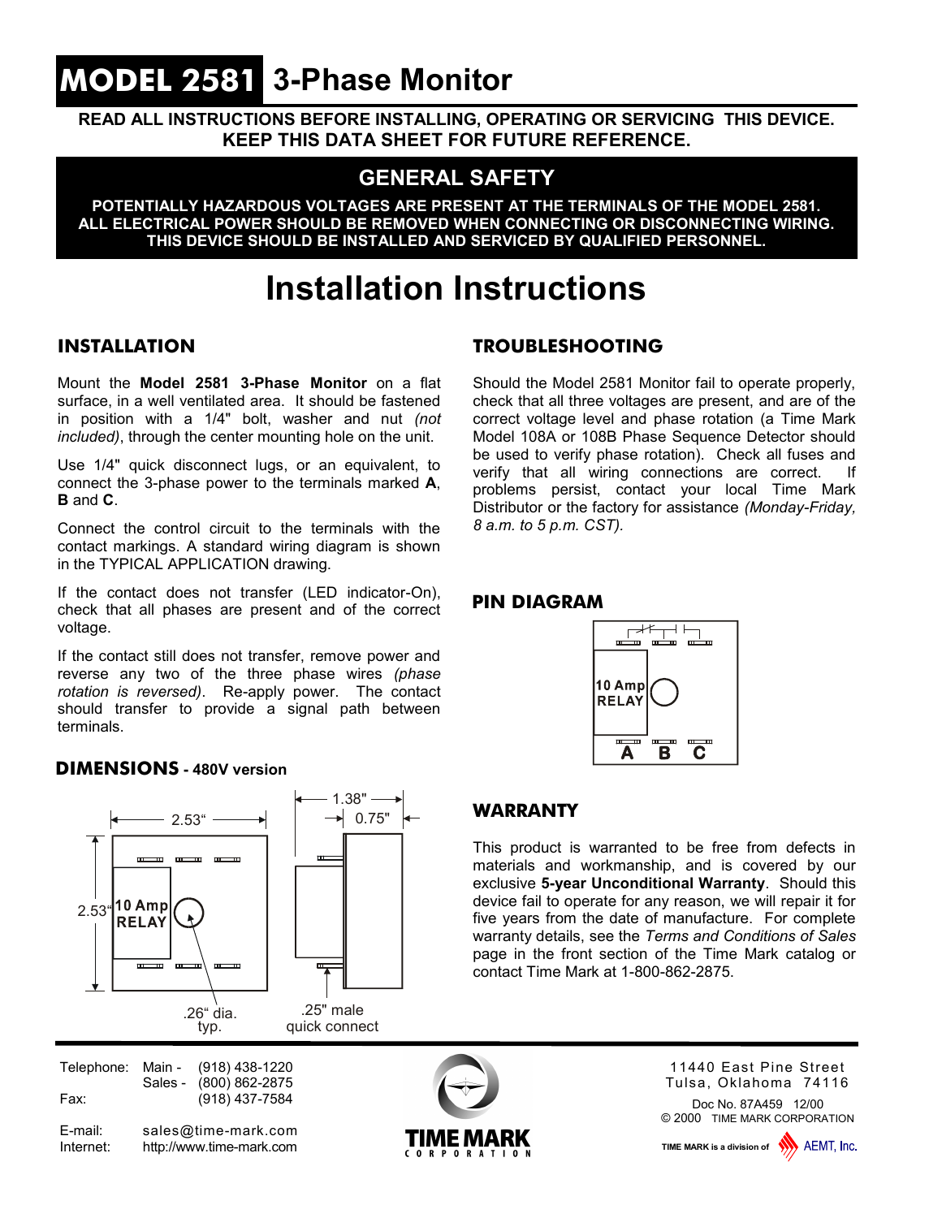# MODEL 2581 3-Phase Monitor

**READ ALL INSTRUCTIONS BEFORE INSTALLING, OPERATING OR SERVICING THIS DEVICE. KEEP THIS DATA SHEET FOR FUTURE REFERENCE.**

## GENERAL SAFETY

**POTENTIALLY HAZARDOUS VOLTAGES ARE PRESENT AT THE TERMINALS OF THE MODEL 2581. ALL ELECTRICAL POWER SHOULD BE REMOVED WHEN CONNECTING OR DISCONNECTING WIRING. THIS DEVICE SHOULD BE INSTALLED AND SERVICED BY QUALIFIED PERSONNEL.**

# Installation Instructions

## INSTALLATION

Mount the **Model 2581 3-Phase Monitor** on a flat surface, in a well ventilated area. It should be fastened in position with a 1/4" bolt, washer and nut *(not included)*, through the center mounting hole on the unit.

Use 1/4" quick disconnect lugs, or an equivalent, to connect the 3-phase power to the terminals marked **A**, **B** and **C**.

Connect the control circuit to the terminals with the contact markings. A standard wiring diagram is shown in the TYPICAL APPLICATION drawing.

If the contact does not transfer (LED indicator-On), check that all phases are present and of the correct voltage.

If the contact still does not transfer, remove power and reverse any two of the three phase wires *(phase rotation is reversed)*. Re-apply power. The contact should transfer to provide a signal path between terminals.

## DIMENSIONS - 480V version

2.53"

2.53"

10 Amp RELAY

.26" dia. typ.

1.38"

0.75"

.25" male quick connect

## TROUBLESHOOTING

Should the Model 2581 Monitor fail to operate properly, check that all three voltages are present, and are of the correct voltage level and phase rotation (a Time Mark Model 108A or 108B Phase Sequence Detector should be used to verify phase rotation). Check all fuses and verify that all wiring connections are correct. If problems persist, contact your local Time Mark Distributor or the factory for assistance *(Monday-Friday, 8 a.m. to 5 p.m. CST).*

## PIN DIAGRAM

10 Amp RELAY

A B C

## WARRANTY

This product is warranted to be free from defects in materials and workmanship, and is covered by our exclusive **5-year Unconditional Warranty**. Should this device fail to operate for any reason, we will repair it for five years from the date of manufacture. For complete warranty details, see the *Terms and Conditions of Sales* page in the front section of the Time Mark catalog or contact Time Mark at 1-800-862-2875.

Telephone: Main - (918) 438-1220
Sales - (800) 862-2875
Fax: (918) 437-7584

E-mail: sales@time-mark.com
Internet: http://www.time-mark.com

TIME MARK CORPORATION

11440 East Pine Street
Tulsa, Oklahoma 74116

Doc No. 87A459 12/00
© 2000 TIME MARK CORPORATION

TIME MARK is a division of AEMT, Inc.